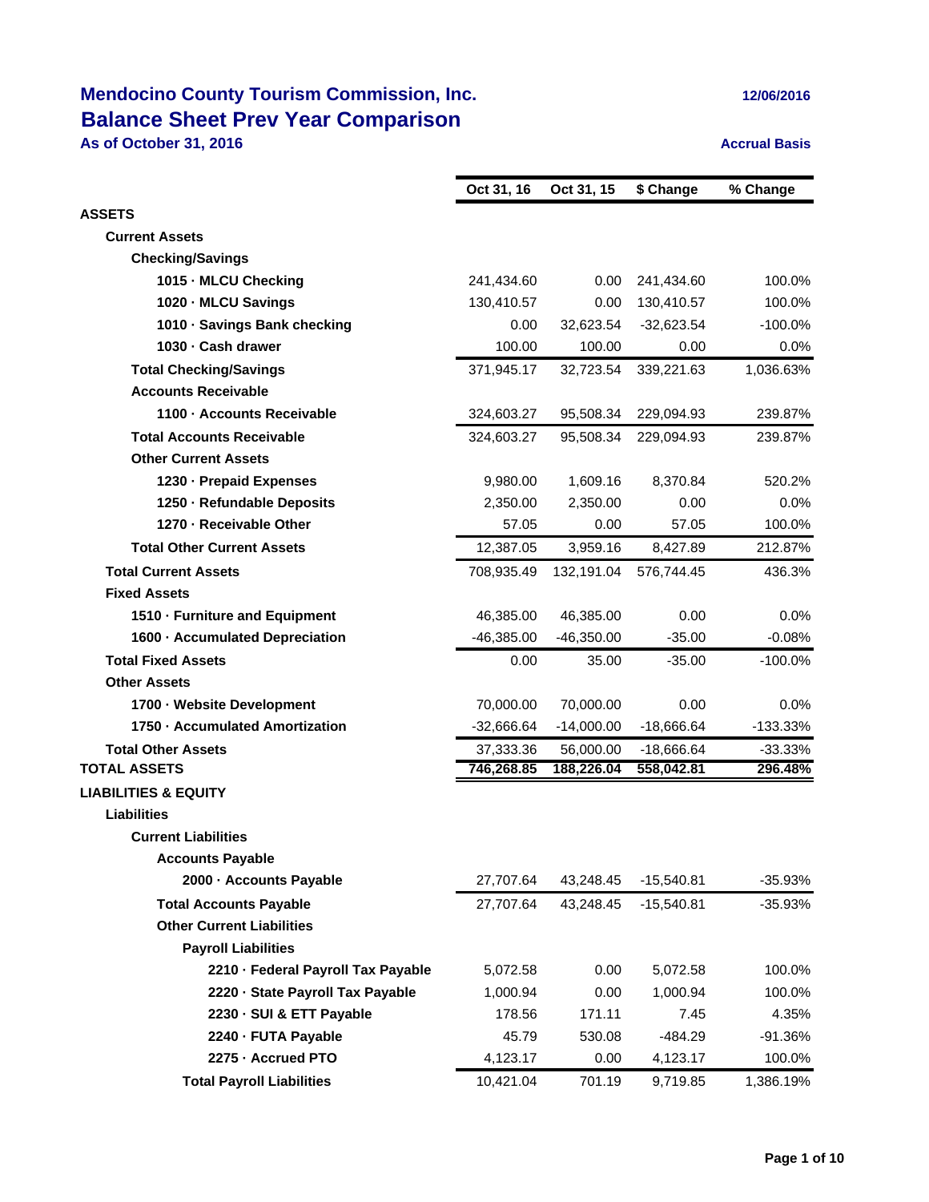# Mendocino County Tourism Commission, Inc.

## Balance Sheet Prev Year Comparison

**As of October 31, 2016**

12/06/2016

Accrual Basis

| | Oct 31, 16 | Oct 31, 15 | $ Change | % Change |
|---|---|---|---|---|
| **ASSETS** | | | | |
| **Current Assets** | | | | |
| **Checking/Savings** | | | | |
| **1015 · MLCU Checking** | 241,434.60 | 0.00 | 241,434.60 | 100.0% |
| **1020 · MLCU Savings** | 130,410.57 | 0.00 | 130,410.57 | 100.0% |
| **1010 · Savings Bank checking** | 0.00 | 32,623.54 | -32,623.54 | -100.0% |
| **1030 · Cash drawer** | 100.00 | 100.00 | 0.00 | 0.0% |
| **Total Checking/Savings** | 371,945.17 | 32,723.54 | 339,221.63 | 1,036.63% |
| **Accounts Receivable** | | | | |
| **1100 · Accounts Receivable** | 324,603.27 | 95,508.34 | 229,094.93 | 239.87% |
| **Total Accounts Receivable** | 324,603.27 | 95,508.34 | 229,094.93 | 239.87% |
| **Other Current Assets** | | | | |
| **1230 · Prepaid Expenses** | 9,980.00 | 1,609.16 | 8,370.84 | 520.2% |
| **1250 · Refundable Deposits** | 2,350.00 | 2,350.00 | 0.00 | 0.0% |
| **1270 · Receivable Other** | 57.05 | 0.00 | 57.05 | 100.0% |
| **Total Other Current Assets** | 12,387.05 | 3,959.16 | 8,427.89 | 212.87% |
| **Total Current Assets** | 708,935.49 | 132,191.04 | 576,744.45 | 436.3% |
| **Fixed Assets** | | | | |
| **1510 · Furniture and Equipment** | 46,385.00 | 46,385.00 | 0.00 | 0.0% |
| **1600 · Accumulated Depreciation** | -46,385.00 | -46,350.00 | -35.00 | -0.08% |
| **Total Fixed Assets** | 0.00 | 35.00 | -35.00 | -100.0% |
| **Other Assets** | | | | |
| **1700 · Website Development** | 70,000.00 | 70,000.00 | 0.00 | 0.0% |
| **1750 · Accumulated Amortization** | -32,666.64 | -14,000.00 | -18,666.64 | -133.33% |
| **Total Other Assets** | 37,333.36 | 56,000.00 | -18,666.64 | -33.33% |
| **TOTAL ASSETS** | **746,268.85** | **188,226.04** | **558,042.81** | **296.48%** |
| **LIABILITIES & EQUITY** | | | | |
| **Liabilities** | | | | |
| **Current Liabilities** | | | | |
| **Accounts Payable** | | | | |
| **2000 · Accounts Payable** | 27,707.64 | 43,248.45 | -15,540.81 | -35.93% |
| **Total Accounts Payable** | 27,707.64 | 43,248.45 | -15,540.81 | -35.93% |
| **Other Current Liabilities** | | | | |
| **Payroll Liabilities** | | | | |
| **2210 · Federal Payroll Tax Payable** | 5,072.58 | 0.00 | 5,072.58 | 100.0% |
| **2220 · State Payroll Tax Payable** | 1,000.94 | 0.00 | 1,000.94 | 100.0% |
| **2230 · SUI & ETT Payable** | 178.56 | 171.11 | 7.45 | 4.35% |
| **2240 · FUTA Payable** | 45.79 | 530.08 | -484.29 | -91.36% |
| **2275 · Accrued PTO** | 4,123.17 | 0.00 | 4,123.17 | 100.0% |
| **Total Payroll Liabilities** | 10,421.04 | 701.19 | 9,719.85 | 1,386.19% |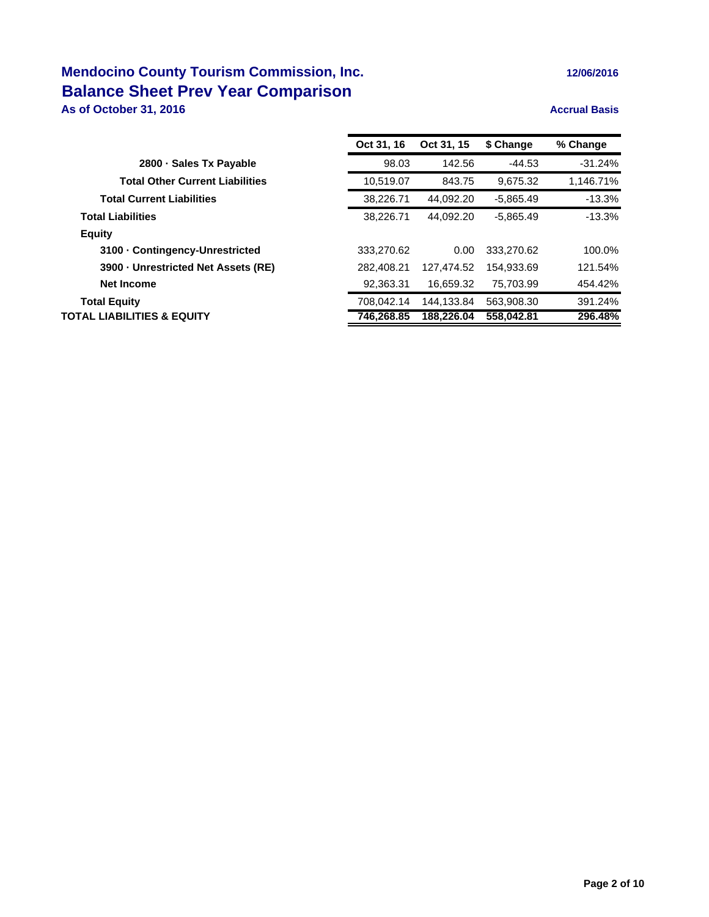# Mendocino County Tourism Commission, Inc.

12/06/2016

## Balance Sheet Prev Year Comparison

**As of October 31, 2016**

**Accrual Basis**

| | Oct 31, 16 | Oct 31, 15 | $ Change | % Change |
|---|---|---|---|---|
| **2800 · Sales Tx Payable** | 98.03 | 142.56 | -44.53 | -31.24% |
| **Total Other Current Liabilities** | 10,519.07 | 843.75 | 9,675.32 | 1,146.71% |
| **Total Current Liabilities** | 38,226.71 | 44,092.20 | -5,865.49 | -13.3% |
| **Total Liabilities** | 38,226.71 | 44,092.20 | -5,865.49 | -13.3% |
| **Equity** | | | | |
| **3100 · Contingency-Unrestricted** | 333,270.62 | 0.00 | 333,270.62 | 100.0% |
| **3900 · Unrestricted Net Assets (RE)** | 282,408.21 | 127,474.52 | 154,933.69 | 121.54% |
| **Net Income** | 92,363.31 | 16,659.32 | 75,703.99 | 454.42% |
| **Total Equity** | 708,042.14 | 144,133.84 | 563,908.30 | 391.24% |
| **TOTAL LIABILITIES & EQUITY** | **746,268.85** | **188,226.04** | **558,042.81** | **296.48%** |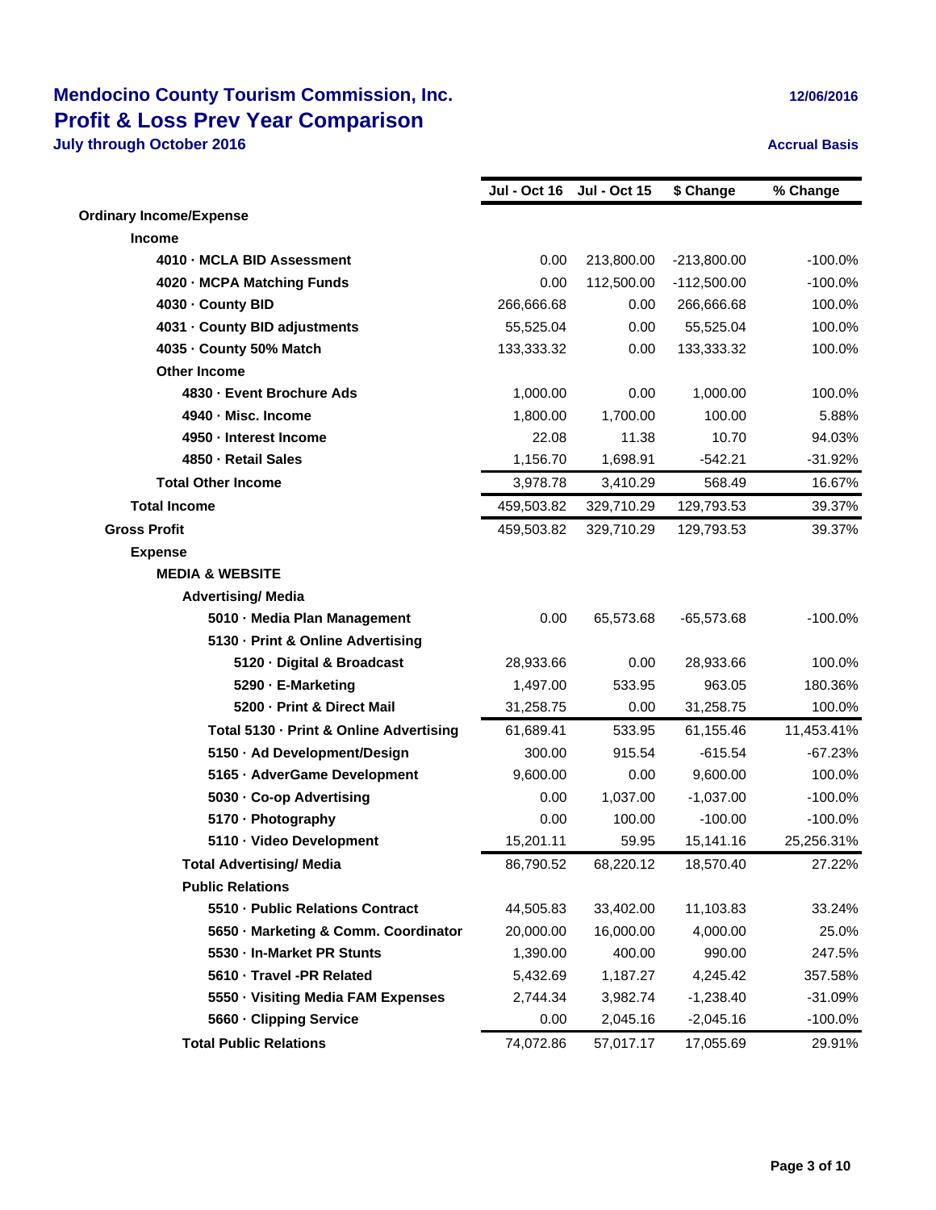# Mendocino County Tourism Commission, Inc.

## Profit & Loss Prev Year Comparison

**July through October 2016**

12/06/2016

**Accrual Basis**

| | Jul - Oct 16 | Jul - Oct 15 | $ Change | % Change |
|---|---|---|---|---|
| **Ordinary Income/Expense** | | | | |
| **Income** | | | | |
| **4010 · MCLA BID Assessment** | 0.00 | 213,800.00 | -213,800.00 | -100.0% |
| **4020 · MCPA Matching Funds** | 0.00 | 112,500.00 | -112,500.00 | -100.0% |
| **4030 · County BID** | 266,666.68 | 0.00 | 266,666.68 | 100.0% |
| **4031 · County BID adjustments** | 55,525.04 | 0.00 | 55,525.04 | 100.0% |
| **4035 · County 50% Match** | 133,333.32 | 0.00 | 133,333.32 | 100.0% |
| **Other Income** | | | | |
| **4830 · Event Brochure Ads** | 1,000.00 | 0.00 | 1,000.00 | 100.0% |
| **4940 · Misc. Income** | 1,800.00 | 1,700.00 | 100.00 | 5.88% |
| **4950 · Interest Income** | 22.08 | 11.38 | 10.70 | 94.03% |
| **4850 · Retail Sales** | 1,156.70 | 1,698.91 | -542.21 | -31.92% |
| **Total Other Income** | 3,978.78 | 3,410.29 | 568.49 | 16.67% |
| **Total Income** | 459,503.82 | 329,710.29 | 129,793.53 | 39.37% |
| **Gross Profit** | 459,503.82 | 329,710.29 | 129,793.53 | 39.37% |
| **Expense** | | | | |
| **MEDIA & WEBSITE** | | | | |
| **Advertising/ Media** | | | | |
| **5010 · Media Plan Management** | 0.00 | 65,573.68 | -65,573.68 | -100.0% |
| **5130 · Print & Online Advertising** | | | | |
| **5120 · Digital & Broadcast** | 28,933.66 | 0.00 | 28,933.66 | 100.0% |
| **5290 · E-Marketing** | 1,497.00 | 533.95 | 963.05 | 180.36% |
| **5200 · Print & Direct Mail** | 31,258.75 | 0.00 | 31,258.75 | 100.0% |
| **Total 5130 · Print & Online Advertising** | 61,689.41 | 533.95 | 61,155.46 | 11,453.41% |
| **5150 · Ad Development/Design** | 300.00 | 915.54 | -615.54 | -67.23% |
| **5165 · AdverGame Development** | 9,600.00 | 0.00 | 9,600.00 | 100.0% |
| **5030 · Co-op Advertising** | 0.00 | 1,037.00 | -1,037.00 | -100.0% |
| **5170 · Photography** | 0.00 | 100.00 | -100.00 | -100.0% |
| **5110 · Video Development** | 15,201.11 | 59.95 | 15,141.16 | 25,256.31% |
| **Total Advertising/ Media** | 86,790.52 | 68,220.12 | 18,570.40 | 27.22% |
| **Public Relations** | | | | |
| **5510 · Public Relations Contract** | 44,505.83 | 33,402.00 | 11,103.83 | 33.24% |
| **5650 · Marketing & Comm. Coordinator** | 20,000.00 | 16,000.00 | 4,000.00 | 25.0% |
| **5530 · In-Market PR Stunts** | 1,390.00 | 400.00 | 990.00 | 247.5% |
| **5610 · Travel -PR Related** | 5,432.69 | 1,187.27 | 4,245.42 | 357.58% |
| **5550 · Visiting Media FAM Expenses** | 2,744.34 | 3,982.74 | -1,238.40 | -31.09% |
| **5660 · Clipping Service** | 0.00 | 2,045.16 | -2,045.16 | -100.0% |
| **Total Public Relations** | 74,072.86 | 57,017.17 | 17,055.69 | 29.91% |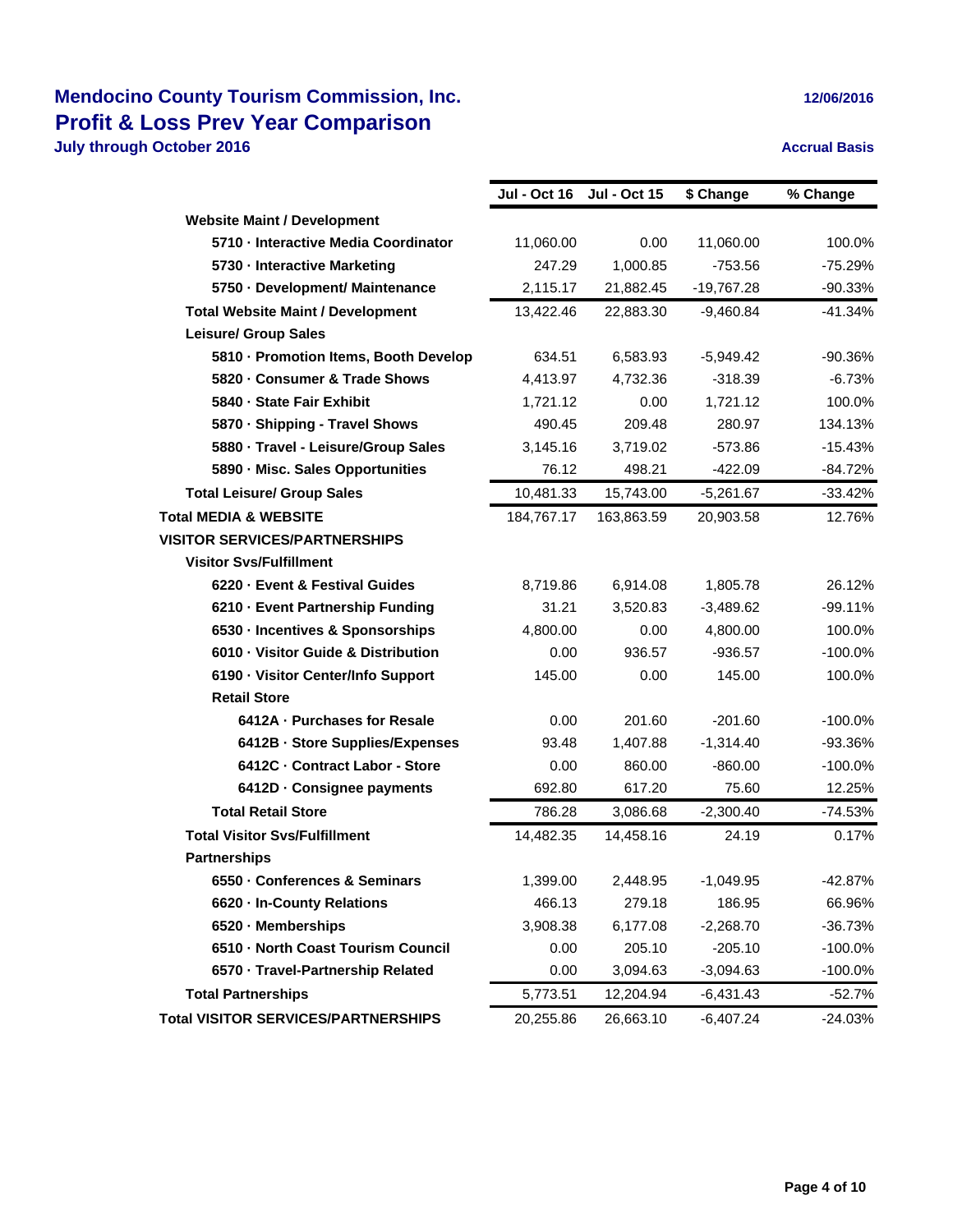# Mendocino County Tourism Commission, Inc.

## Profit & Loss Prev Year Comparison

**July through October 2016**

12/06/2016

**Accrual Basis**

| | Jul - Oct 16 | Jul - Oct 15 | $ Change | % Change |
|---|---|---|---|---|
| **Website Maint / Development** | | | | |
| **5710 · Interactive Media Coordinator** | 11,060.00 | 0.00 | 11,060.00 | 100.0% |
| **5730 · Interactive Marketing** | 247.29 | 1,000.85 | -753.56 | -75.29% |
| **5750 · Development/ Maintenance** | 2,115.17 | 21,882.45 | -19,767.28 | -90.33% |
| **Total Website Maint / Development** | 13,422.46 | 22,883.30 | -9,460.84 | -41.34% |
| **Leisure/ Group Sales** | | | | |
| **5810 · Promotion Items, Booth Develop** | 634.51 | 6,583.93 | -5,949.42 | -90.36% |
| **5820 · Consumer & Trade Shows** | 4,413.97 | 4,732.36 | -318.39 | -6.73% |
| **5840 · State Fair Exhibit** | 1,721.12 | 0.00 | 1,721.12 | 100.0% |
| **5870 · Shipping - Travel Shows** | 490.45 | 209.48 | 280.97 | 134.13% |
| **5880 · Travel - Leisure/Group Sales** | 3,145.16 | 3,719.02 | -573.86 | -15.43% |
| **5890 · Misc. Sales Opportunities** | 76.12 | 498.21 | -422.09 | -84.72% |
| **Total Leisure/ Group Sales** | 10,481.33 | 15,743.00 | -5,261.67 | -33.42% |
| **Total MEDIA & WEBSITE** | 184,767.17 | 163,863.59 | 20,903.58 | 12.76% |
| **VISITOR SERVICES/PARTNERSHIPS** | | | | |
| **Visitor Svs/Fulfillment** | | | | |
| **6220 · Event & Festival Guides** | 8,719.86 | 6,914.08 | 1,805.78 | 26.12% |
| **6210 · Event Partnership Funding** | 31.21 | 3,520.83 | -3,489.62 | -99.11% |
| **6530 · Incentives & Sponsorships** | 4,800.00 | 0.00 | 4,800.00 | 100.0% |
| **6010 · Visitor Guide & Distribution** | 0.00 | 936.57 | -936.57 | -100.0% |
| **6190 · Visitor Center/Info Support** | 145.00 | 0.00 | 145.00 | 100.0% |
| **Retail Store** | | | | |
| **6412A · Purchases for Resale** | 0.00 | 201.60 | -201.60 | -100.0% |
| **6412B · Store Supplies/Expenses** | 93.48 | 1,407.88 | -1,314.40 | -93.36% |
| **6412C · Contract Labor - Store** | 0.00 | 860.00 | -860.00 | -100.0% |
| **6412D · Consignee payments** | 692.80 | 617.20 | 75.60 | 12.25% |
| **Total Retail Store** | 786.28 | 3,086.68 | -2,300.40 | -74.53% |
| **Total Visitor Svs/Fulfillment** | 14,482.35 | 14,458.16 | 24.19 | 0.17% |
| **Partnerships** | | | | |
| **6550 · Conferences & Seminars** | 1,399.00 | 2,448.95 | -1,049.95 | -42.87% |
| **6620 · In-County Relations** | 466.13 | 279.18 | 186.95 | 66.96% |
| **6520 · Memberships** | 3,908.38 | 6,177.08 | -2,268.70 | -36.73% |
| **6510 · North Coast Tourism Council** | 0.00 | 205.10 | -205.10 | -100.0% |
| **6570 · Travel-Partnership Related** | 0.00 | 3,094.63 | -3,094.63 | -100.0% |
| **Total Partnerships** | 5,773.51 | 12,204.94 | -6,431.43 | -52.7% |
| **Total VISITOR SERVICES/PARTNERSHIPS** | 20,255.86 | 26,663.10 | -6,407.24 | -24.03% |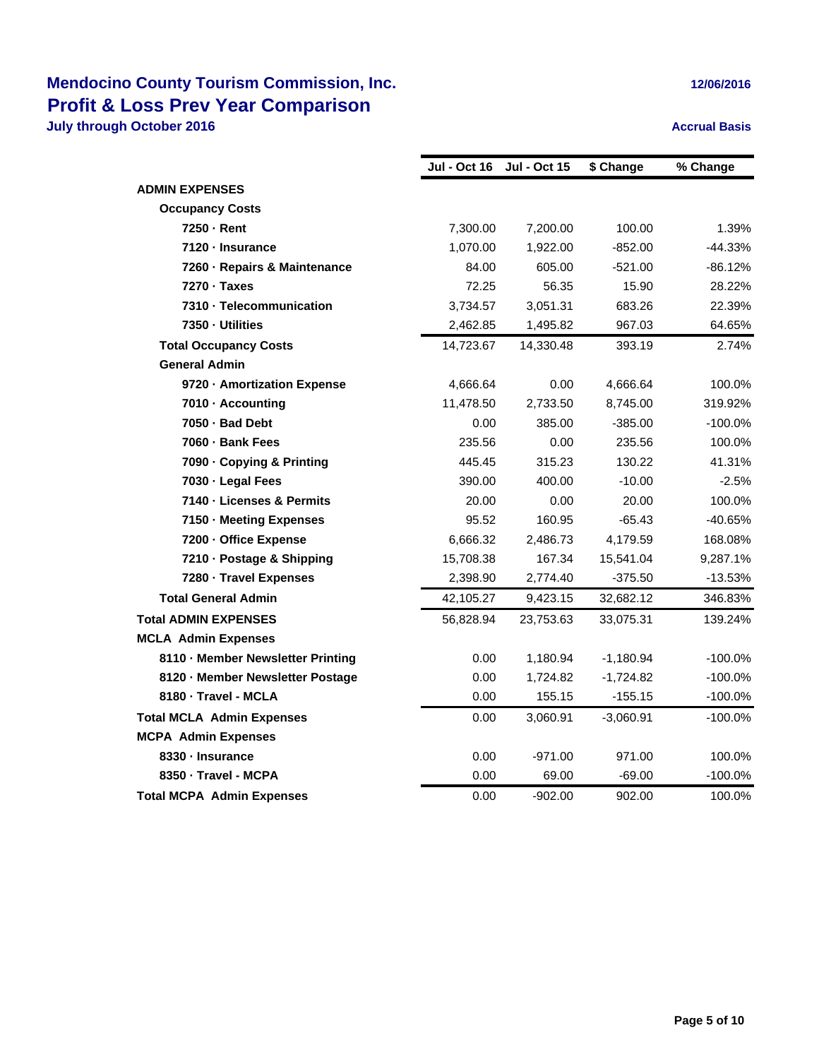# Mendocino County Tourism Commission, Inc.

## Profit & Loss Prev Year Comparison

**July through October 2016**

12/06/2016

Accrual Basis

| | Jul - Oct 16 | Jul - Oct 15 | $ Change | % Change |
|---|---|---|---|---|
| **ADMIN EXPENSES** | | | | |
| **Occupancy Costs** | | | | |
| **7250 · Rent** | 7,300.00 | 7,200.00 | 100.00 | 1.39% |
| **7120 · Insurance** | 1,070.00 | 1,922.00 | -852.00 | -44.33% |
| **7260 · Repairs & Maintenance** | 84.00 | 605.00 | -521.00 | -86.12% |
| **7270 · Taxes** | 72.25 | 56.35 | 15.90 | 28.22% |
| **7310 · Telecommunication** | 3,734.57 | 3,051.31 | 683.26 | 22.39% |
| **7350 · Utilities** | 2,462.85 | 1,495.82 | 967.03 | 64.65% |
| **Total Occupancy Costs** | 14,723.67 | 14,330.48 | 393.19 | 2.74% |
| **General Admin** | | | | |
| **9720 · Amortization Expense** | 4,666.64 | 0.00 | 4,666.64 | 100.0% |
| **7010 · Accounting** | 11,478.50 | 2,733.50 | 8,745.00 | 319.92% |
| **7050 · Bad Debt** | 0.00 | 385.00 | -385.00 | -100.0% |
| **7060 · Bank Fees** | 235.56 | 0.00 | 235.56 | 100.0% |
| **7090 · Copying & Printing** | 445.45 | 315.23 | 130.22 | 41.31% |
| **7030 · Legal Fees** | 390.00 | 400.00 | -10.00 | -2.5% |
| **7140 · Licenses & Permits** | 20.00 | 0.00 | 20.00 | 100.0% |
| **7150 · Meeting Expenses** | 95.52 | 160.95 | -65.43 | -40.65% |
| **7200 · Office Expense** | 6,666.32 | 2,486.73 | 4,179.59 | 168.08% |
| **7210 · Postage & Shipping** | 15,708.38 | 167.34 | 15,541.04 | 9,287.1% |
| **7280 · Travel Expenses** | 2,398.90 | 2,774.40 | -375.50 | -13.53% |
| **Total General Admin** | 42,105.27 | 9,423.15 | 32,682.12 | 346.83% |
| **Total ADMIN EXPENSES** | 56,828.94 | 23,753.63 | 33,075.31 | 139.24% |
| **MCLA Admin Expenses** | | | | |
| **8110 · Member Newsletter Printing** | 0.00 | 1,180.94 | -1,180.94 | -100.0% |
| **8120 · Member Newsletter Postage** | 0.00 | 1,724.82 | -1,724.82 | -100.0% |
| **8180 · Travel - MCLA** | 0.00 | 155.15 | -155.15 | -100.0% |
| **Total MCLA Admin Expenses** | 0.00 | 3,060.91 | -3,060.91 | -100.0% |
| **MCPA Admin Expenses** | | | | |
| **8330 · Insurance** | 0.00 | -971.00 | 971.00 | 100.0% |
| **8350 · Travel - MCPA** | 0.00 | 69.00 | -69.00 | -100.0% |
| **Total MCPA Admin Expenses** | 0.00 | -902.00 | 902.00 | 100.0% |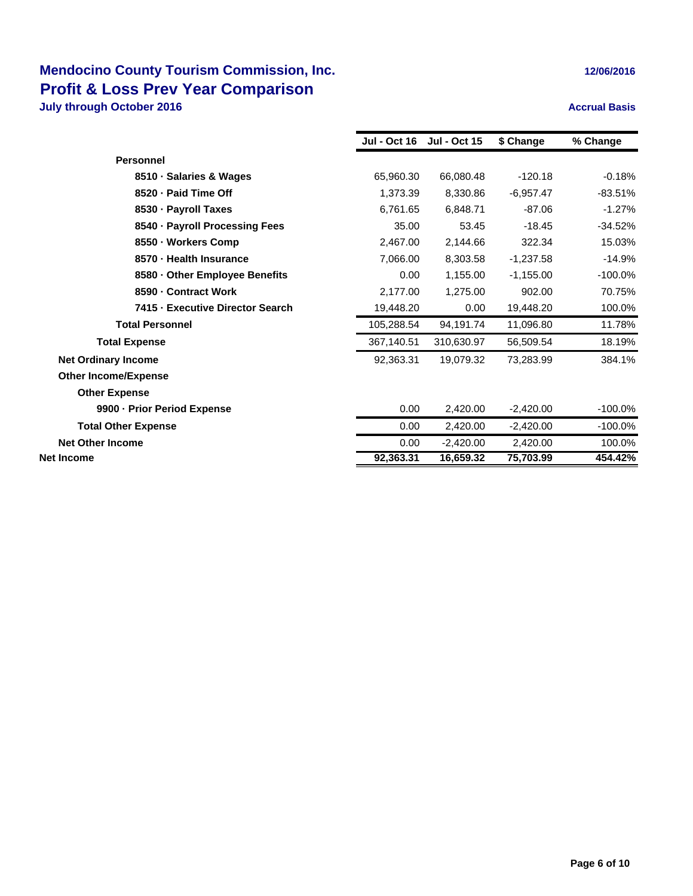# Mendocino County Tourism Commission, Inc.

## Profit & Loss Prev Year Comparison

### July through October 2016

12/06/2016

Accrual Basis

| | Jul - Oct 16 | Jul - Oct 15 | $ Change | % Change |
|---|---|---|---|---|
| **Personnel** | | | | |
| **8510 · Salaries & Wages** | 65,960.30 | 66,080.48 | -120.18 | -0.18% |
| **8520 · Paid Time Off** | 1,373.39 | 8,330.86 | -6,957.47 | -83.51% |
| **8530 · Payroll Taxes** | 6,761.65 | 6,848.71 | -87.06 | -1.27% |
| **8540 · Payroll Processing Fees** | 35.00 | 53.45 | -18.45 | -34.52% |
| **8550 · Workers Comp** | 2,467.00 | 2,144.66 | 322.34 | 15.03% |
| **8570 · Health Insurance** | 7,066.00 | 8,303.58 | -1,237.58 | -14.9% |
| **8580 · Other Employee Benefits** | 0.00 | 1,155.00 | -1,155.00 | -100.0% |
| **8590 · Contract Work** | 2,177.00 | 1,275.00 | 902.00 | 70.75% |
| **7415 · Executive Director Search** | 19,448.20 | 0.00 | 19,448.20 | 100.0% |
| **Total Personnel** | 105,288.54 | 94,191.74 | 11,096.80 | 11.78% |
| **Total Expense** | 367,140.51 | 310,630.97 | 56,509.54 | 18.19% |
| **Net Ordinary Income** | 92,363.31 | 19,079.32 | 73,283.99 | 384.1% |
| **Other Income/Expense** | | | | |
| **Other Expense** | | | | |
| **9900 · Prior Period Expense** | 0.00 | 2,420.00 | -2,420.00 | -100.0% |
| **Total Other Expense** | 0.00 | 2,420.00 | -2,420.00 | -100.0% |
| **Net Other Income** | 0.00 | -2,420.00 | 2,420.00 | 100.0% |
| **Net Income** | **92,363.31** | **16,659.32** | **75,703.99** | **454.42%** |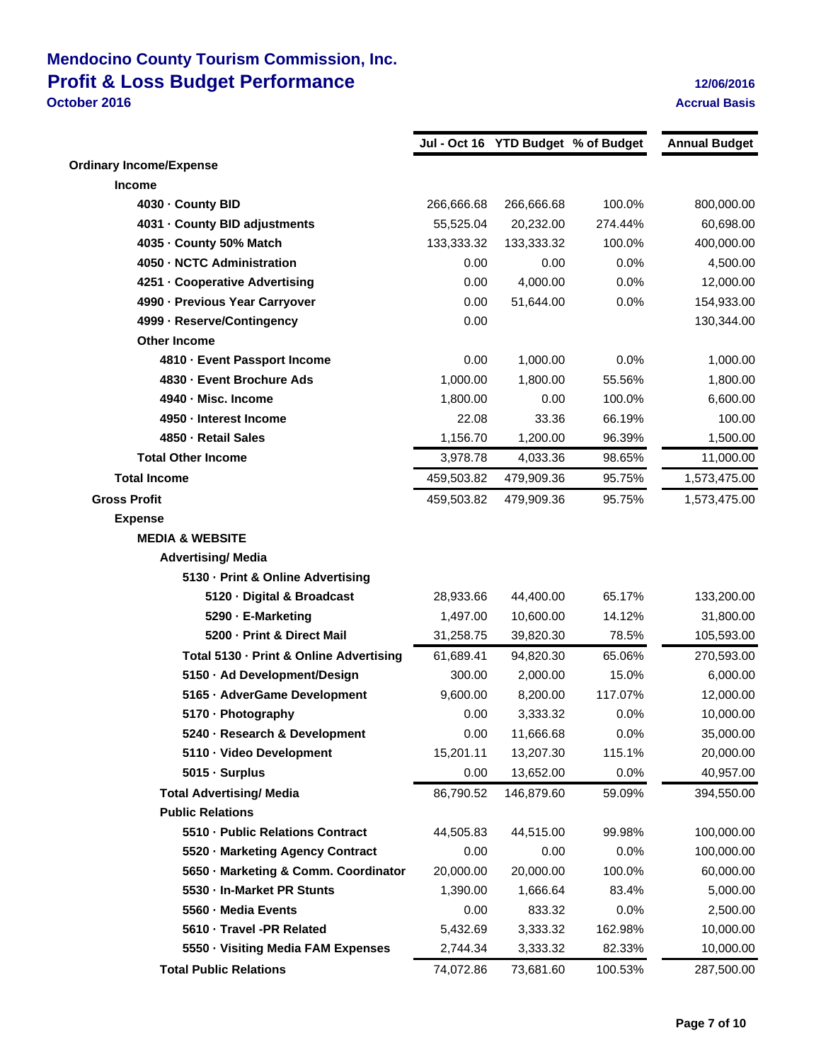# Mendocino County Tourism Commission, Inc.
## Profit & Loss Budget Performance
**October 2016**

**12/06/2016**
**Accrual Basis**

| | Jul - Oct 16 | YTD Budget | % of Budget | Annual Budget |
|---|---|---|---|---|
| **Ordinary Income/Expense** | | | | |
| **Income** | | | | |
| 4030 · County BID | 266,666.68 | 266,666.68 | 100.0% | 800,000.00 |
| 4031 · County BID adjustments | 55,525.04 | 20,232.00 | 274.44% | 60,698.00 |
| 4035 · County 50% Match | 133,333.32 | 133,333.32 | 100.0% | 400,000.00 |
| 4050 · NCTC Administration | 0.00 | 0.00 | 0.0% | 4,500.00 |
| 4251 · Cooperative Advertising | 0.00 | 4,000.00 | 0.0% | 12,000.00 |
| 4990 · Previous Year Carryover | 0.00 | 51,644.00 | 0.0% | 154,933.00 |
| 4999 · Reserve/Contingency | 0.00 | | | 130,344.00 |
| **Other Income** | | | | |
| 4810 · Event Passport Income | 0.00 | 1,000.00 | 0.0% | 1,000.00 |
| 4830 · Event Brochure Ads | 1,000.00 | 1,800.00 | 55.56% | 1,800.00 |
| 4940 · Misc. Income | 1,800.00 | 0.00 | 100.0% | 6,600.00 |
| 4950 · Interest Income | 22.08 | 33.36 | 66.19% | 100.00 |
| 4850 · Retail Sales | 1,156.70 | 1,200.00 | 96.39% | 1,500.00 |
| **Total Other Income** | 3,978.78 | 4,033.36 | 98.65% | 11,000.00 |
| **Total Income** | 459,503.82 | 479,909.36 | 95.75% | 1,573,475.00 |
| **Gross Profit** | 459,503.82 | 479,909.36 | 95.75% | 1,573,475.00 |
| **Expense** | | | | |
| **MEDIA & WEBSITE** | | | | |
| **Advertising/ Media** | | | | |
| 5130 · Print & Online Advertising | | | | |
| 5120 · Digital & Broadcast | 28,933.66 | 44,400.00 | 65.17% | 133,200.00 |
| 5290 · E-Marketing | 1,497.00 | 10,600.00 | 14.12% | 31,800.00 |
| 5200 · Print & Direct Mail | 31,258.75 | 39,820.30 | 78.5% | 105,593.00 |
| Total 5130 · Print & Online Advertising | 61,689.41 | 94,820.30 | 65.06% | 270,593.00 |
| 5150 · Ad Development/Design | 300.00 | 2,000.00 | 15.0% | 6,000.00 |
| 5165 · AdverGame Development | 9,600.00 | 8,200.00 | 117.07% | 12,000.00 |
| 5170 · Photography | 0.00 | 3,333.32 | 0.0% | 10,000.00 |
| 5240 · Research & Development | 0.00 | 11,666.68 | 0.0% | 35,000.00 |
| 5110 · Video Development | 15,201.11 | 13,207.30 | 115.1% | 20,000.00 |
| 5015 · Surplus | 0.00 | 13,652.00 | 0.0% | 40,957.00 |
| **Total Advertising/ Media** | 86,790.52 | 146,879.60 | 59.09% | 394,550.00 |
| **Public Relations** | | | | |
| 5510 · Public Relations Contract | 44,505.83 | 44,515.00 | 99.98% | 100,000.00 |
| 5520 · Marketing Agency Contract | 0.00 | 0.00 | 0.0% | 100,000.00 |
| 5650 · Marketing & Comm. Coordinator | 20,000.00 | 20,000.00 | 100.0% | 60,000.00 |
| 5530 · In-Market PR Stunts | 1,390.00 | 1,666.64 | 83.4% | 5,000.00 |
| 5560 · Media Events | 0.00 | 833.32 | 0.0% | 2,500.00 |
| 5610 · Travel -PR Related | 5,432.69 | 3,333.32 | 162.98% | 10,000.00 |
| 5550 · Visiting Media FAM Expenses | 2,744.34 | 3,333.32 | 82.33% | 10,000.00 |
| **Total Public Relations** | 74,072.86 | 73,681.60 | 100.53% | 287,500.00 |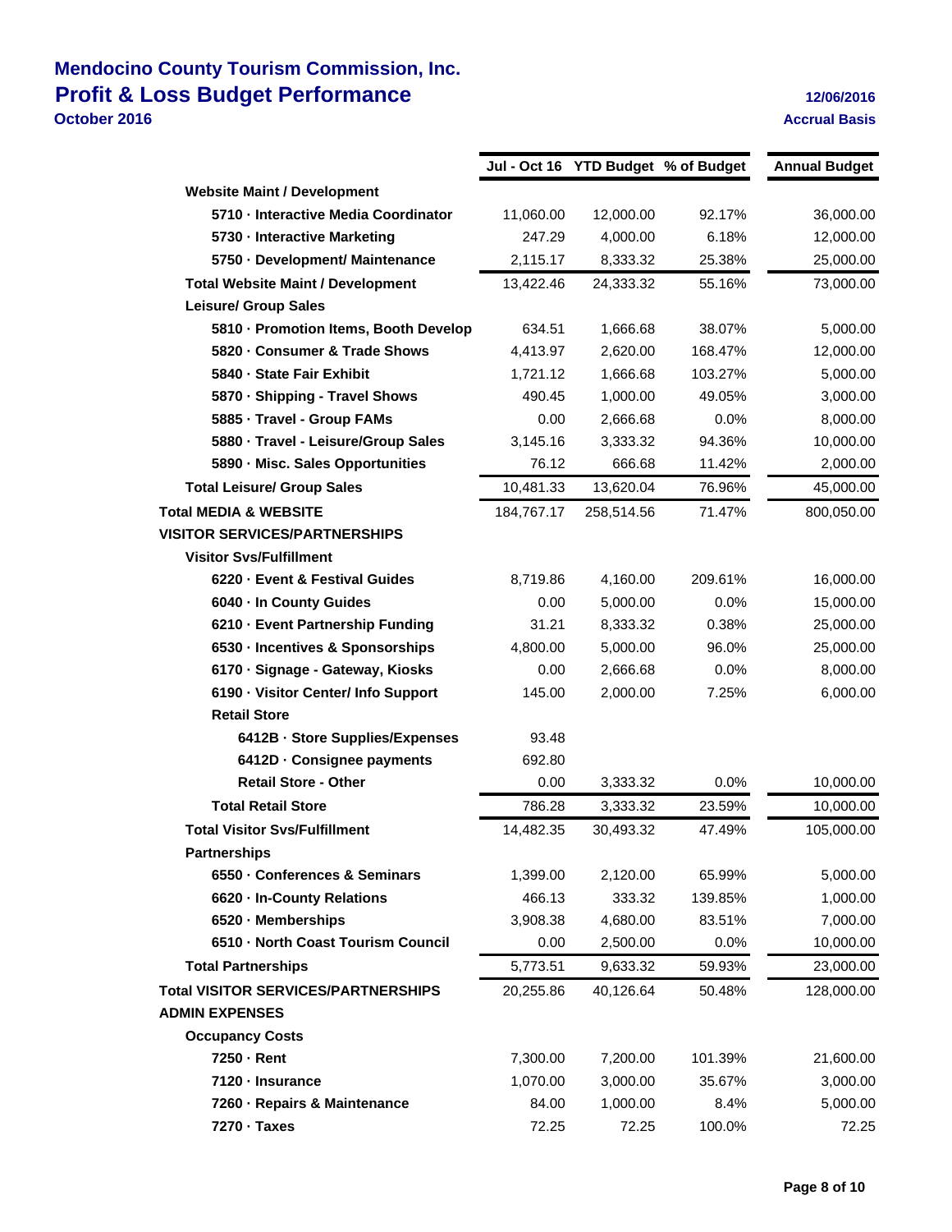# Mendocino County Tourism Commission, Inc.
## Profit & Loss Budget Performance
**October 2016**

12/06/2016
Accrual Basis

| | Jul - Oct 16 | YTD Budget | % of Budget | Annual Budget |
|---|---|---|---|---|
| **Website Maint / Development** | | | | |
| **5710 · Interactive Media Coordinator** | 11,060.00 | 12,000.00 | 92.17% | 36,000.00 |
| **5730 · Interactive Marketing** | 247.29 | 4,000.00 | 6.18% | 12,000.00 |
| **5750 · Development/ Maintenance** | 2,115.17 | 8,333.32 | 25.38% | 25,000.00 |
| **Total Website Maint / Development** | 13,422.46 | 24,333.32 | 55.16% | 73,000.00 |
| **Leisure/ Group Sales** | | | | |
| **5810 · Promotion Items, Booth Develop** | 634.51 | 1,666.68 | 38.07% | 5,000.00 |
| **5820 · Consumer & Trade Shows** | 4,413.97 | 2,620.00 | 168.47% | 12,000.00 |
| **5840 · State Fair Exhibit** | 1,721.12 | 1,666.68 | 103.27% | 5,000.00 |
| **5870 · Shipping - Travel Shows** | 490.45 | 1,000.00 | 49.05% | 3,000.00 |
| **5885 · Travel - Group FAMs** | 0.00 | 2,666.68 | 0.0% | 8,000.00 |
| **5880 · Travel - Leisure/Group Sales** | 3,145.16 | 3,333.32 | 94.36% | 10,000.00 |
| **5890 · Misc. Sales Opportunities** | 76.12 | 666.68 | 11.42% | 2,000.00 |
| **Total Leisure/ Group Sales** | 10,481.33 | 13,620.04 | 76.96% | 45,000.00 |
| **Total MEDIA & WEBSITE** | 184,767.17 | 258,514.56 | 71.47% | 800,050.00 |
| **VISITOR SERVICES/PARTNERSHIPS** | | | | |
| **Visitor Svs/Fulfillment** | | | | |
| **6220 · Event & Festival Guides** | 8,719.86 | 4,160.00 | 209.61% | 16,000.00 |
| **6040 · In County Guides** | 0.00 | 5,000.00 | 0.0% | 15,000.00 |
| **6210 · Event Partnership Funding** | 31.21 | 8,333.32 | 0.38% | 25,000.00 |
| **6530 · Incentives & Sponsorships** | 4,800.00 | 5,000.00 | 96.0% | 25,000.00 |
| **6170 · Signage - Gateway, Kiosks** | 0.00 | 2,666.68 | 0.0% | 8,000.00 |
| **6190 · Visitor Center/ Info Support** | 145.00 | 2,000.00 | 7.25% | 6,000.00 |
| **Retail Store** | | | | |
| **6412B · Store Supplies/Expenses** | 93.48 | | | |
| **6412D · Consignee payments** | 692.80 | | | |
| **Retail Store - Other** | 0.00 | 3,333.32 | 0.0% | 10,000.00 |
| **Total Retail Store** | 786.28 | 3,333.32 | 23.59% | 10,000.00 |
| **Total Visitor Svs/Fulfillment** | 14,482.35 | 30,493.32 | 47.49% | 105,000.00 |
| **Partnerships** | | | | |
| **6550 · Conferences & Seminars** | 1,399.00 | 2,120.00 | 65.99% | 5,000.00 |
| **6620 · In-County Relations** | 466.13 | 333.32 | 139.85% | 1,000.00 |
| **6520 · Memberships** | 3,908.38 | 4,680.00 | 83.51% | 7,000.00 |
| **6510 · North Coast Tourism Council** | 0.00 | 2,500.00 | 0.0% | 10,000.00 |
| **Total Partnerships** | 5,773.51 | 9,633.32 | 59.93% | 23,000.00 |
| **Total VISITOR SERVICES/PARTNERSHIPS** | 20,255.86 | 40,126.64 | 50.48% | 128,000.00 |
| **ADMIN EXPENSES** | | | | |
| **Occupancy Costs** | | | | |
| **7250 · Rent** | 7,300.00 | 7,200.00 | 101.39% | 21,600.00 |
| **7120 · Insurance** | 1,070.00 | 3,000.00 | 35.67% | 3,000.00 |
| **7260 · Repairs & Maintenance** | 84.00 | 1,000.00 | 8.4% | 5,000.00 |
| **7270 · Taxes** | 72.25 | 72.25 | 100.0% | 72.25 |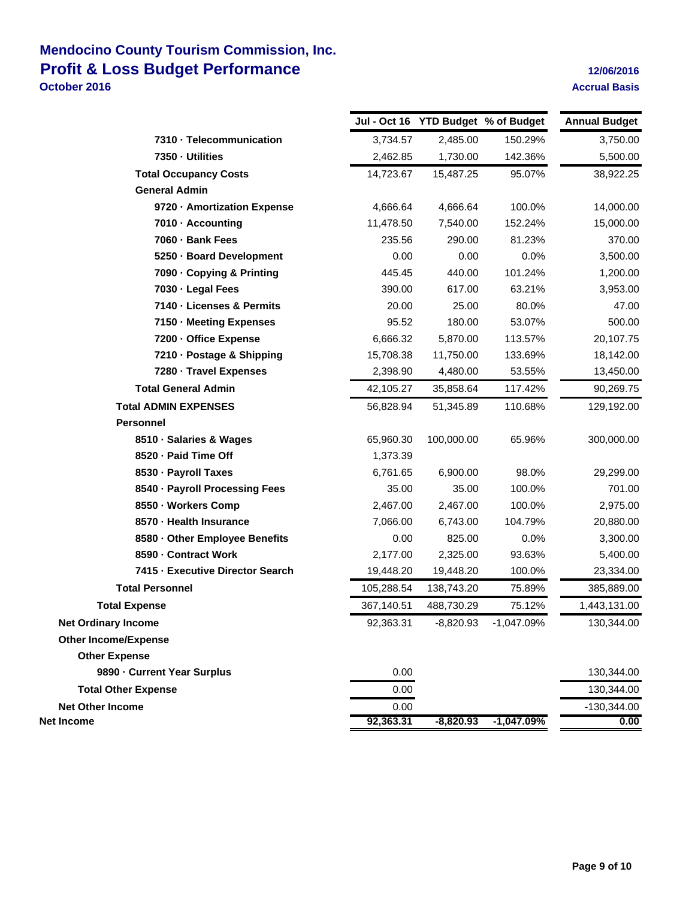# Mendocino County Tourism Commission, Inc.

## Profit & Loss Budget Performance

**October 2016**

12/06/2016

Accrual Basis

| | Jul - Oct 16 | YTD Budget | % of Budget | Annual Budget |
|---|---|---|---|---|
| 7310 · Telecommunication | 3,734.57 | 2,485.00 | 150.29% | 3,750.00 |
| 7350 · Utilities | 2,462.85 | 1,730.00 | 142.36% | 5,500.00 |
| **Total Occupancy Costs** | 14,723.67 | 15,487.25 | 95.07% | 38,922.25 |
| **General Admin** | | | | |
| 9720 · Amortization Expense | 4,666.64 | 4,666.64 | 100.0% | 14,000.00 |
| 7010 · Accounting | 11,478.50 | 7,540.00 | 152.24% | 15,000.00 |
| 7060 · Bank Fees | 235.56 | 290.00 | 81.23% | 370.00 |
| 5250 · Board Development | 0.00 | 0.00 | 0.0% | 3,500.00 |
| 7090 · Copying & Printing | 445.45 | 440.00 | 101.24% | 1,200.00 |
| 7030 · Legal Fees | 390.00 | 617.00 | 63.21% | 3,953.00 |
| 7140 · Licenses & Permits | 20.00 | 25.00 | 80.0% | 47.00 |
| 7150 · Meeting Expenses | 95.52 | 180.00 | 53.07% | 500.00 |
| 7200 · Office Expense | 6,666.32 | 5,870.00 | 113.57% | 20,107.75 |
| 7210 · Postage & Shipping | 15,708.38 | 11,750.00 | 133.69% | 18,142.00 |
| 7280 · Travel Expenses | 2,398.90 | 4,480.00 | 53.55% | 13,450.00 |
| **Total General Admin** | 42,105.27 | 35,858.64 | 117.42% | 90,269.75 |
| **Total ADMIN EXPENSES** | 56,828.94 | 51,345.89 | 110.68% | 129,192.00 |
| **Personnel** | | | | |
| 8510 · Salaries & Wages | 65,960.30 | 100,000.00 | 65.96% | 300,000.00 |
| 8520 · Paid Time Off | 1,373.39 | | | |
| 8530 · Payroll Taxes | 6,761.65 | 6,900.00 | 98.0% | 29,299.00 |
| 8540 · Payroll Processing Fees | 35.00 | 35.00 | 100.0% | 701.00 |
| 8550 · Workers Comp | 2,467.00 | 2,467.00 | 100.0% | 2,975.00 |
| 8570 · Health Insurance | 7,066.00 | 6,743.00 | 104.79% | 20,880.00 |
| 8580 · Other Employee Benefits | 0.00 | 825.00 | 0.0% | 3,300.00 |
| 8590 · Contract Work | 2,177.00 | 2,325.00 | 93.63% | 5,400.00 |
| 7415 · Executive Director Search | 19,448.20 | 19,448.20 | 100.0% | 23,334.00 |
| **Total Personnel** | 105,288.54 | 138,743.20 | 75.89% | 385,889.00 |
| **Total Expense** | 367,140.51 | 488,730.29 | 75.12% | 1,443,131.00 |
| **Net Ordinary Income** | 92,363.31 | -8,820.93 | -1,047.09% | 130,344.00 |
| **Other Income/Expense** | | | | |
| **Other Expense** | | | | |
| 9890 · Current Year Surplus | 0.00 | | | 130,344.00 |
| **Total Other Expense** | 0.00 | | | 130,344.00 |
| **Net Other Income** | 0.00 | | | -130,344.00 |
| **Net Income** | **92,363.31** | **-8,820.93** | **-1,047.09%** | **0.00** |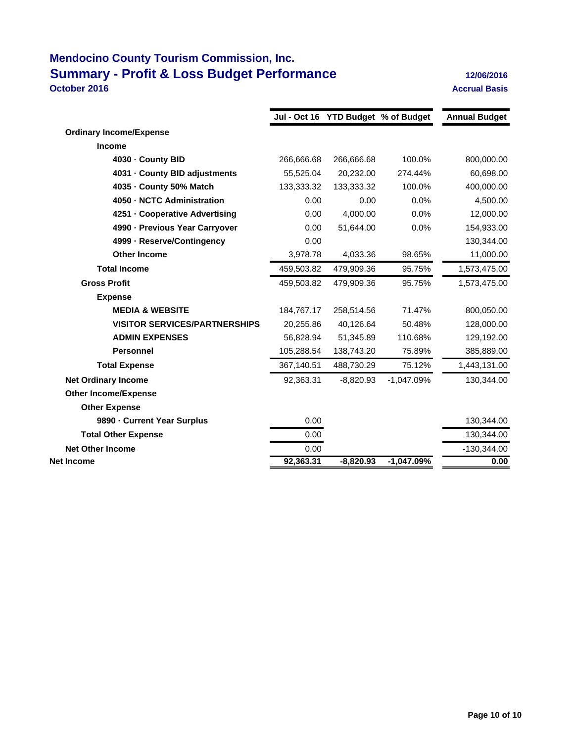# Mendocino County Tourism Commission, Inc.

## Summary - Profit & Loss Budget Performance

**October 2016**

**12/06/2016**

**Accrual Basis**

| | Jul - Oct 16 | YTD Budget | % of Budget | Annual Budget |
|---|---|---|---|---|
| **Ordinary Income/Expense** | | | | |
| **Income** | | | | |
| **4030 · County BID** | 266,666.68 | 266,666.68 | 100.0% | 800,000.00 |
| **4031 · County BID adjustments** | 55,525.04 | 20,232.00 | 274.44% | 60,698.00 |
| **4035 · County 50% Match** | 133,333.32 | 133,333.32 | 100.0% | 400,000.00 |
| **4050 · NCTC Administration** | 0.00 | 0.00 | 0.0% | 4,500.00 |
| **4251 · Cooperative Advertising** | 0.00 | 4,000.00 | 0.0% | 12,000.00 |
| **4990 · Previous Year Carryover** | 0.00 | 51,644.00 | 0.0% | 154,933.00 |
| **4999 · Reserve/Contingency** | 0.00 | | | 130,344.00 |
| **Other Income** | 3,978.78 | 4,033.36 | 98.65% | 11,000.00 |
| **Total Income** | 459,503.82 | 479,909.36 | 95.75% | 1,573,475.00 |
| **Gross Profit** | 459,503.82 | 479,909.36 | 95.75% | 1,573,475.00 |
| **Expense** | | | | |
| **MEDIA & WEBSITE** | 184,767.17 | 258,514.56 | 71.47% | 800,050.00 |
| **VISITOR SERVICES/PARTNERSHIPS** | 20,255.86 | 40,126.64 | 50.48% | 128,000.00 |
| **ADMIN EXPENSES** | 56,828.94 | 51,345.89 | 110.68% | 129,192.00 |
| **Personnel** | 105,288.54 | 138,743.20 | 75.89% | 385,889.00 |
| **Total Expense** | 367,140.51 | 488,730.29 | 75.12% | 1,443,131.00 |
| **Net Ordinary Income** | 92,363.31 | -8,820.93 | -1,047.09% | 130,344.00 |
| **Other Income/Expense** | | | | |
| **Other Expense** | | | | |
| **9890 · Current Year Surplus** | 0.00 | | | 130,344.00 |
| **Total Other Expense** | 0.00 | | | 130,344.00 |
| **Net Other Income** | 0.00 | | | -130,344.00 |
| **Net Income** | **92,363.31** | **-8,820.93** | **-1,047.09%** | **0.00** |